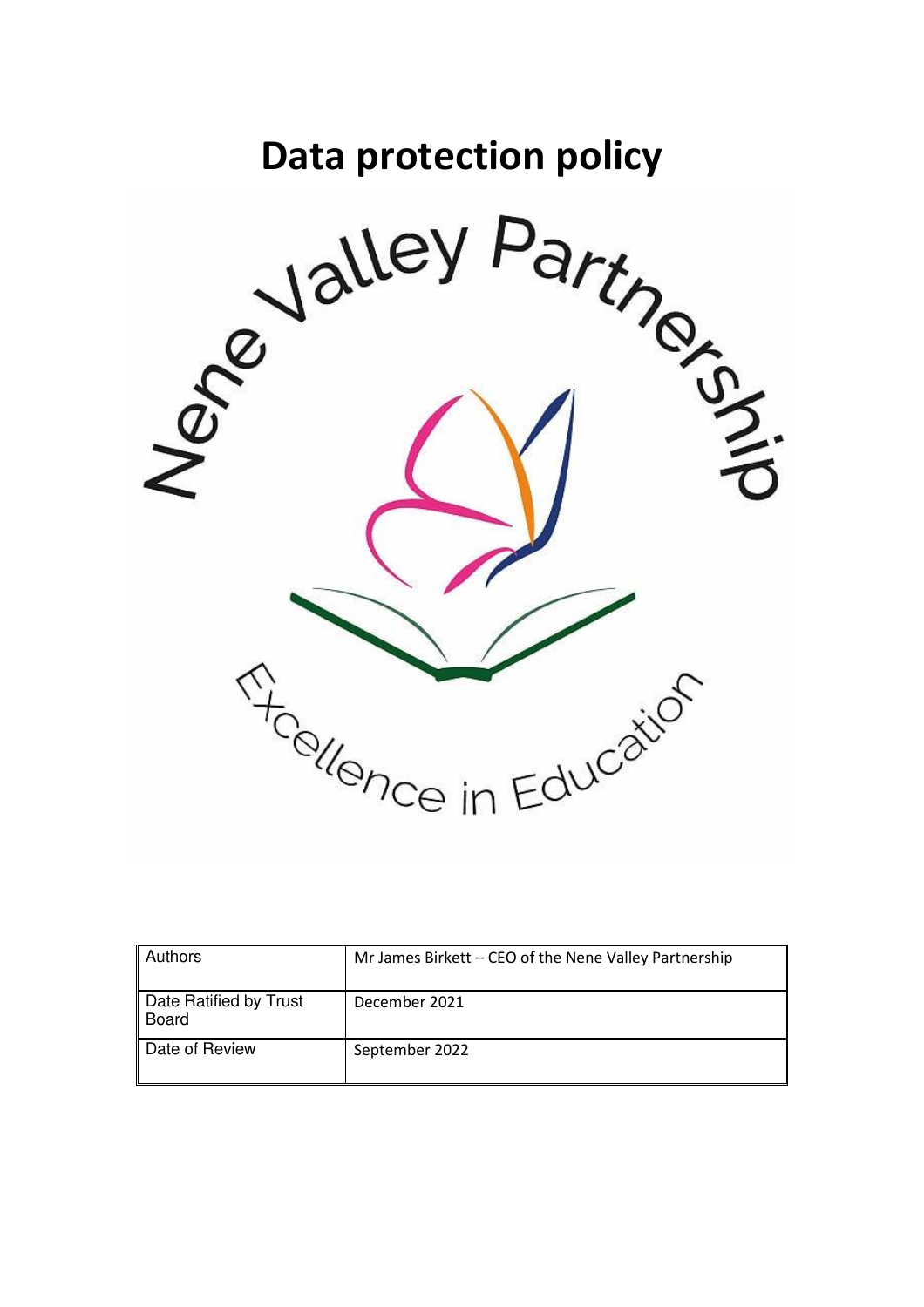# Data protection policy

| Authors | Mr James Birkett – CEO of the Nene Valley Partnership |
| --- | --- |
| Date Ratified by Trust Board | December 2021 |
| Date of Review | September 2022 |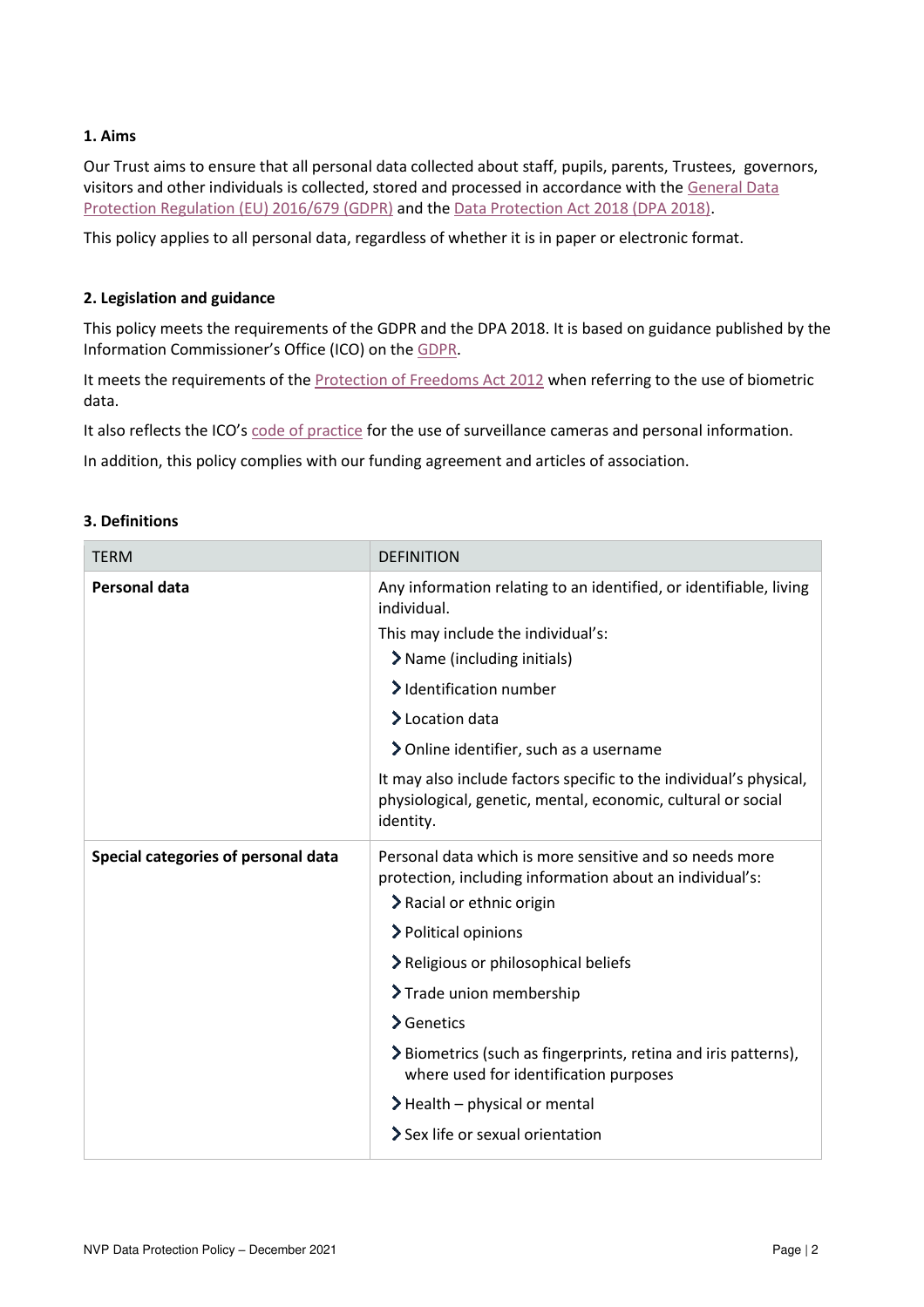### 1. Aims

Our Trust aims to ensure that all personal data collected about staff, pupils, parents, Trustees, governors, visitors and other individuals is collected, stored and processed in accordance with the General Data Protection Regulation (EU) 2016/679 (GDPR) and the Data Protection Act 2018 (DPA 2018).

This policy applies to all personal data, regardless of whether it is in paper or electronic format.

### 2. Legislation and guidance

This policy meets the requirements of the GDPR and the DPA 2018. It is based on guidance published by the Information Commissioner's Office (ICO) on the GDPR.

It meets the requirements of the Protection of Freedoms Act 2012 when referring to the use of biometric data.

It also reflects the ICO's code of practice for the use of surveillance cameras and personal information.

In addition, this policy complies with our funding agreement and articles of association.

### 3. Definitions

| TERM | DEFINITION |
| --- | --- |
| **Personal data** | Any information relating to an identified, or identifiable, living individual.<br>This may include the individual's:<br>› Name (including initials)<br>› Identification number<br>› Location data<br>› Online identifier, such as a username<br>It may also include factors specific to the individual's physical, physiological, genetic, mental, economic, cultural or social identity. |
| **Special categories of personal data** | Personal data which is more sensitive and so needs more protection, including information about an individual's:<br>› Racial or ethnic origin<br>› Political opinions<br>› Religious or philosophical beliefs<br>› Trade union membership<br>› Genetics<br>› Biometrics (such as fingerprints, retina and iris patterns), where used for identification purposes<br>› Health – physical or mental<br>› Sex life or sexual orientation |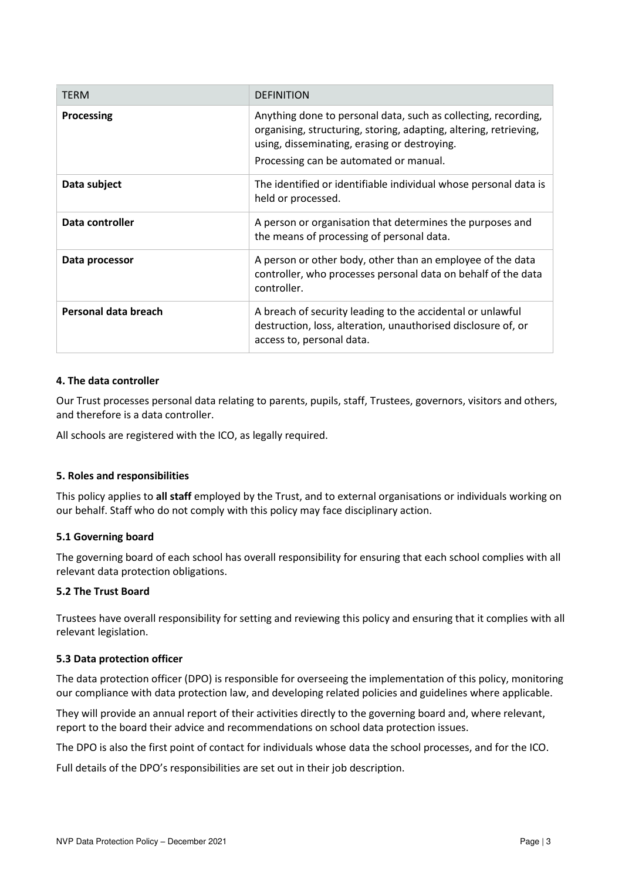| TERM | DEFINITION |
| --- | --- |
| **Processing** | Anything done to personal data, such as collecting, recording, organising, structuring, storing, adapting, altering, retrieving, using, disseminating, erasing or destroying. Processing can be automated or manual. |
| **Data subject** | The identified or identifiable individual whose personal data is held or processed. |
| **Data controller** | A person or organisation that determines the purposes and the means of processing of personal data. |
| **Data processor** | A person or other body, other than an employee of the data controller, who processes personal data on behalf of the data controller. |
| **Personal data breach** | A breach of security leading to the accidental or unlawful destruction, loss, alteration, unauthorised disclosure of, or access to, personal data. |

## 4. The data controller

Our Trust processes personal data relating to parents, pupils, staff, Trustees, governors, visitors and others, and therefore is a data controller.

All schools are registered with the ICO, as legally required.

## 5. Roles and responsibilities

This policy applies to **all staff** employed by the Trust, and to external organisations or individuals working on our behalf. Staff who do not comply with this policy may face disciplinary action.

### 5.1 Governing board

The governing board of each school has overall responsibility for ensuring that each school complies with all relevant data protection obligations.

### 5.2 The Trust Board

Trustees have overall responsibility for setting and reviewing this policy and ensuring that it complies with all relevant legislation.

### 5.3 Data protection officer

The data protection officer (DPO) is responsible for overseeing the implementation of this policy, monitoring our compliance with data protection law, and developing related policies and guidelines where applicable.

They will provide an annual report of their activities directly to the governing board and, where relevant, report to the board their advice and recommendations on school data protection issues.

The DPO is also the first point of contact for individuals whose data the school processes, and for the ICO.

Full details of the DPO's responsibilities are set out in their job description.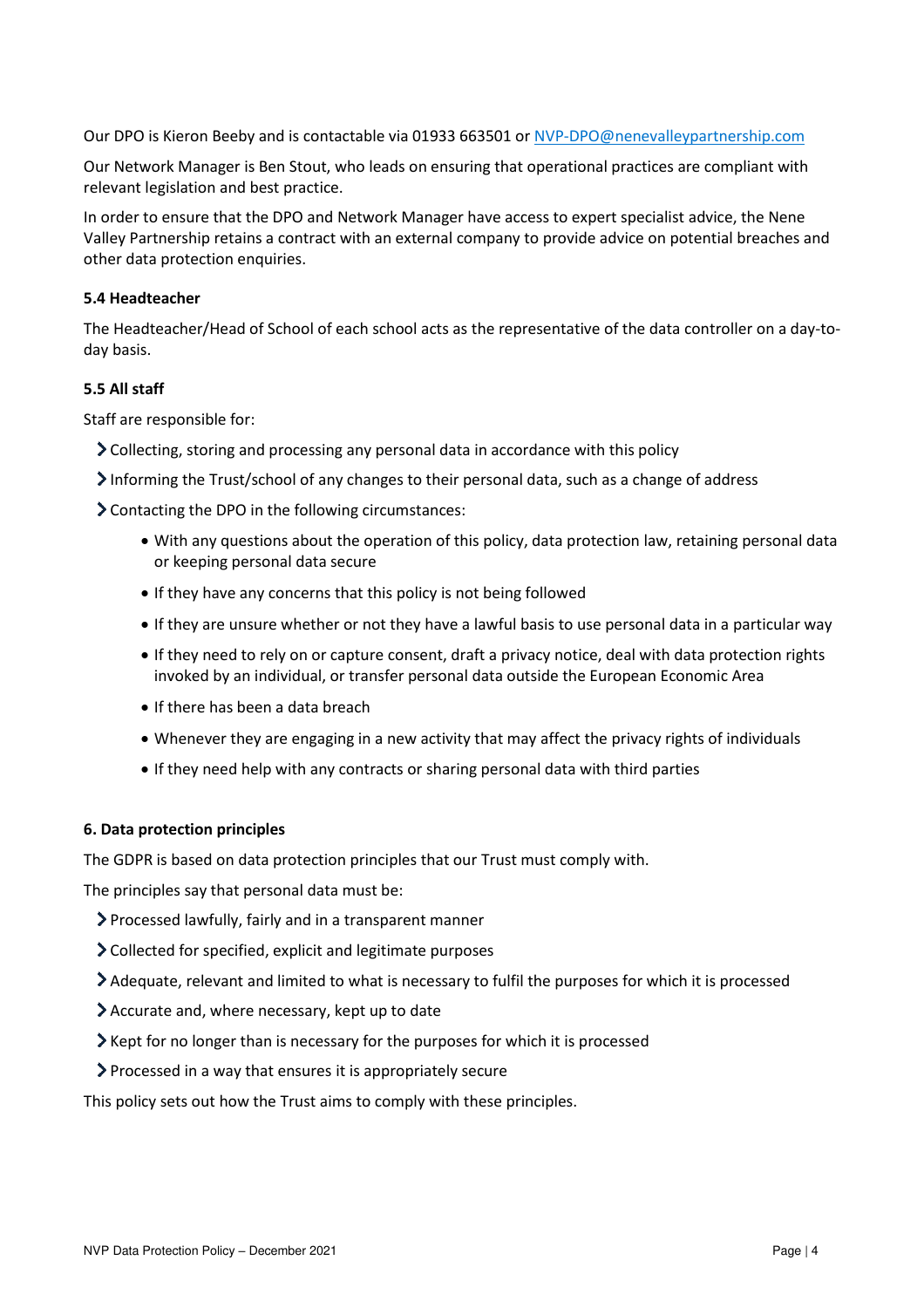Our DPO is Kieron Beeby and is contactable via 01933 663501 or NVP-DPO@nenevalleypartnership.com

Our Network Manager is Ben Stout, who leads on ensuring that operational practices are compliant with relevant legislation and best practice.

In order to ensure that the DPO and Network Manager have access to expert specialist advice, the Nene Valley Partnership retains a contract with an external company to provide advice on potential breaches and other data protection enquiries.

### 5.4 Headteacher

The Headteacher/Head of School of each school acts as the representative of the data controller on a day-to-day basis.

### 5.5 All staff

Staff are responsible for:

- Collecting, storing and processing any personal data in accordance with this policy
- Informing the Trust/school of any changes to their personal data, such as a change of address
- Contacting the DPO in the following circumstances:
  - With any questions about the operation of this policy, data protection law, retaining personal data or keeping personal data secure
  - If they have any concerns that this policy is not being followed
  - If they are unsure whether or not they have a lawful basis to use personal data in a particular way
  - If they need to rely on or capture consent, draft a privacy notice, deal with data protection rights invoked by an individual, or transfer personal data outside the European Economic Area
  - If there has been a data breach
  - Whenever they are engaging in a new activity that may affect the privacy rights of individuals
  - If they need help with any contracts or sharing personal data with third parties

## 6. Data protection principles

The GDPR is based on data protection principles that our Trust must comply with.

The principles say that personal data must be:

- Processed lawfully, fairly and in a transparent manner
- Collected for specified, explicit and legitimate purposes
- Adequate, relevant and limited to what is necessary to fulfil the purposes for which it is processed
- Accurate and, where necessary, kept up to date
- Kept for no longer than is necessary for the purposes for which it is processed
- Processed in a way that ensures it is appropriately secure

This policy sets out how the Trust aims to comply with these principles.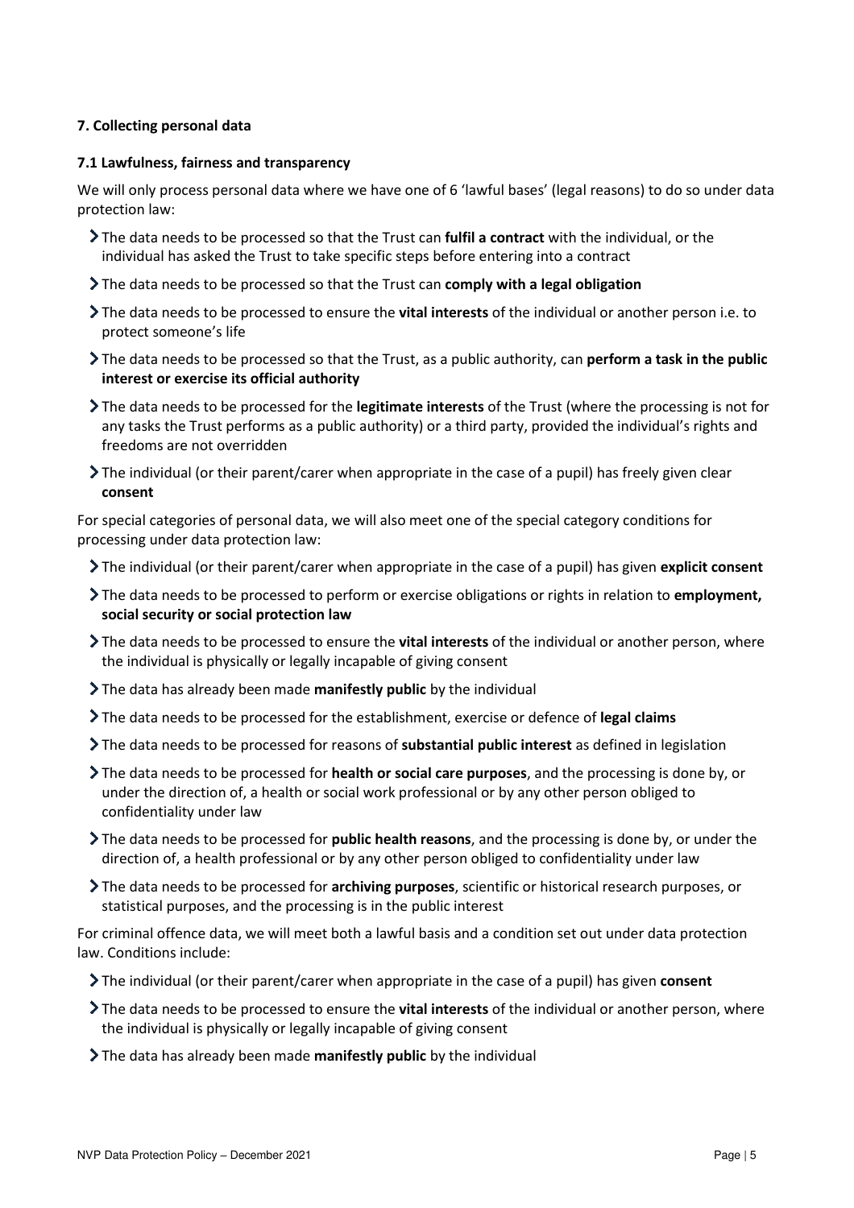## 7. Collecting personal data

### 7.1 Lawfulness, fairness and transparency

We will only process personal data where we have one of 6 'lawful bases' (legal reasons) to do so under data protection law:

- The data needs to be processed so that the Trust can **fulfil a contract** with the individual, or the individual has asked the Trust to take specific steps before entering into a contract
- The data needs to be processed so that the Trust can **comply with a legal obligation**
- The data needs to be processed to ensure the **vital interests** of the individual or another person i.e. to protect someone's life
- The data needs to be processed so that the Trust, as a public authority, can **perform a task in the public interest or exercise its official authority**
- The data needs to be processed for the **legitimate interests** of the Trust (where the processing is not for any tasks the Trust performs as a public authority) or a third party, provided the individual's rights and freedoms are not overridden
- The individual (or their parent/carer when appropriate in the case of a pupil) has freely given clear **consent**

For special categories of personal data, we will also meet one of the special category conditions for processing under data protection law:

- The individual (or their parent/carer when appropriate in the case of a pupil) has given **explicit consent**
- The data needs to be processed to perform or exercise obligations or rights in relation to **employment, social security or social protection law**
- The data needs to be processed to ensure the **vital interests** of the individual or another person, where the individual is physically or legally incapable of giving consent
- The data has already been made **manifestly public** by the individual
- The data needs to be processed for the establishment, exercise or defence of **legal claims**
- The data needs to be processed for reasons of **substantial public interest** as defined in legislation
- The data needs to be processed for **health or social care purposes**, and the processing is done by, or under the direction of, a health or social work professional or by any other person obliged to confidentiality under law
- The data needs to be processed for **public health reasons**, and the processing is done by, or under the direction of, a health professional or by any other person obliged to confidentiality under law
- The data needs to be processed for **archiving purposes**, scientific or historical research purposes, or statistical purposes, and the processing is in the public interest

For criminal offence data, we will meet both a lawful basis and a condition set out under data protection law. Conditions include:

- The individual (or their parent/carer when appropriate in the case of a pupil) has given **consent**
- The data needs to be processed to ensure the **vital interests** of the individual or another person, where the individual is physically or legally incapable of giving consent
- The data has already been made **manifestly public** by the individual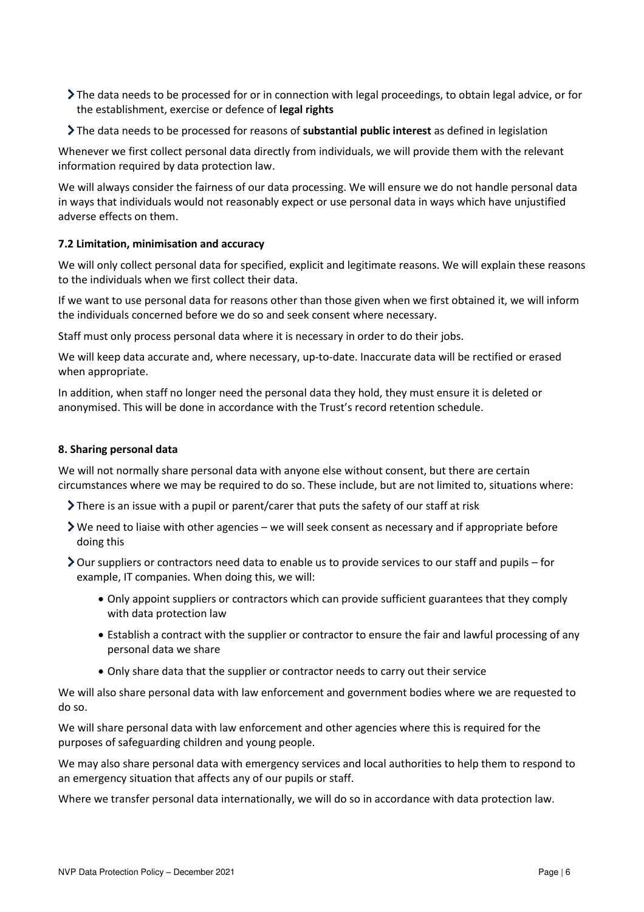- The data needs to be processed for or in connection with legal proceedings, to obtain legal advice, or for the establishment, exercise or defence of **legal rights**
- The data needs to be processed for reasons of **substantial public interest** as defined in legislation

Whenever we first collect personal data directly from individuals, we will provide them with the relevant information required by data protection law.

We will always consider the fairness of our data processing. We will ensure we do not handle personal data in ways that individuals would not reasonably expect or use personal data in ways which have unjustified adverse effects on them.

### 7.2 Limitation, minimisation and accuracy

We will only collect personal data for specified, explicit and legitimate reasons. We will explain these reasons to the individuals when we first collect their data.

If we want to use personal data for reasons other than those given when we first obtained it, we will inform the individuals concerned before we do so and seek consent where necessary.

Staff must only process personal data where it is necessary in order to do their jobs.

We will keep data accurate and, where necessary, up-to-date. Inaccurate data will be rectified or erased when appropriate.

In addition, when staff no longer need the personal data they hold, they must ensure it is deleted or anonymised. This will be done in accordance with the Trust's record retention schedule.

## 8. Sharing personal data

We will not normally share personal data with anyone else without consent, but there are certain circumstances where we may be required to do so. These include, but are not limited to, situations where:

- There is an issue with a pupil or parent/carer that puts the safety of our staff at risk
- We need to liaise with other agencies – we will seek consent as necessary and if appropriate before doing this
- Our suppliers or contractors need data to enable us to provide services to our staff and pupils – for example, IT companies. When doing this, we will:
    - Only appoint suppliers or contractors which can provide sufficient guarantees that they comply with data protection law
    - Establish a contract with the supplier or contractor to ensure the fair and lawful processing of any personal data we share
    - Only share data that the supplier or contractor needs to carry out their service

We will also share personal data with law enforcement and government bodies where we are requested to do so.

We will share personal data with law enforcement and other agencies where this is required for the purposes of safeguarding children and young people.

We may also share personal data with emergency services and local authorities to help them to respond to an emergency situation that affects any of our pupils or staff.

Where we transfer personal data internationally, we will do so in accordance with data protection law.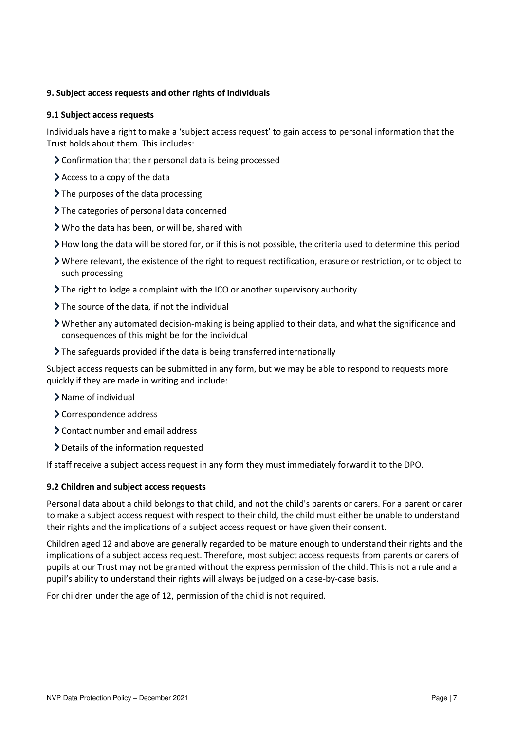### 9. Subject access requests and other rights of individuals

#### 9.1 Subject access requests

Individuals have a right to make a 'subject access request' to gain access to personal information that the Trust holds about them. This includes:

- Confirmation that their personal data is being processed
- Access to a copy of the data
- The purposes of the data processing
- The categories of personal data concerned
- Who the data has been, or will be, shared with
- How long the data will be stored for, or if this is not possible, the criteria used to determine this period
- Where relevant, the existence of the right to request rectification, erasure or restriction, or to object to such processing
- The right to lodge a complaint with the ICO or another supervisory authority
- The source of the data, if not the individual
- Whether any automated decision-making is being applied to their data, and what the significance and consequences of this might be for the individual
- The safeguards provided if the data is being transferred internationally

Subject access requests can be submitted in any form, but we may be able to respond to requests more quickly if they are made in writing and include:

- Name of individual
- Correspondence address
- Contact number and email address
- Details of the information requested

If staff receive a subject access request in any form they must immediately forward it to the DPO.

#### 9.2 Children and subject access requests

Personal data about a child belongs to that child, and not the child's parents or carers. For a parent or carer to make a subject access request with respect to their child, the child must either be unable to understand their rights and the implications of a subject access request or have given their consent.

Children aged 12 and above are generally regarded to be mature enough to understand their rights and the implications of a subject access request. Therefore, most subject access requests from parents or carers of pupils at our Trust may not be granted without the express permission of the child. This is not a rule and a pupil's ability to understand their rights will always be judged on a case-by-case basis.

For children under the age of 12, permission of the child is not required.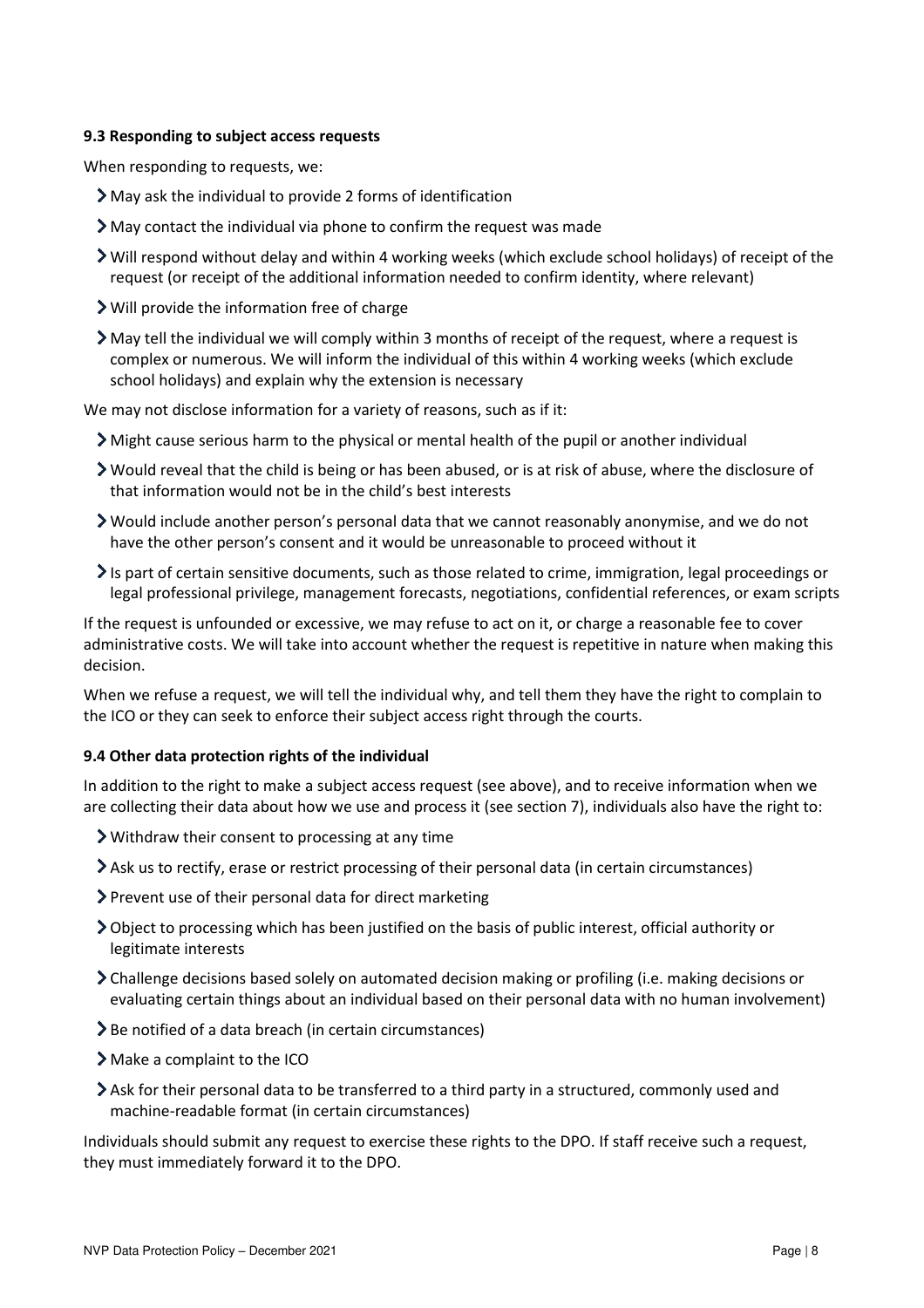### 9.3 Responding to subject access requests

When responding to requests, we:

- May ask the individual to provide 2 forms of identification
- May contact the individual via phone to confirm the request was made
- Will respond without delay and within 4 working weeks (which exclude school holidays) of receipt of the request (or receipt of the additional information needed to confirm identity, where relevant)
- Will provide the information free of charge
- May tell the individual we will comply within 3 months of receipt of the request, where a request is complex or numerous. We will inform the individual of this within 4 working weeks (which exclude school holidays) and explain why the extension is necessary

We may not disclose information for a variety of reasons, such as if it:

- Might cause serious harm to the physical or mental health of the pupil or another individual
- Would reveal that the child is being or has been abused, or is at risk of abuse, where the disclosure of that information would not be in the child's best interests
- Would include another person's personal data that we cannot reasonably anonymise, and we do not have the other person's consent and it would be unreasonable to proceed without it
- Is part of certain sensitive documents, such as those related to crime, immigration, legal proceedings or legal professional privilege, management forecasts, negotiations, confidential references, or exam scripts

If the request is unfounded or excessive, we may refuse to act on it, or charge a reasonable fee to cover administrative costs. We will take into account whether the request is repetitive in nature when making this decision.

When we refuse a request, we will tell the individual why, and tell them they have the right to complain to the ICO or they can seek to enforce their subject access right through the courts.

### 9.4 Other data protection rights of the individual

In addition to the right to make a subject access request (see above), and to receive information when we are collecting their data about how we use and process it (see section 7), individuals also have the right to:

- Withdraw their consent to processing at any time
- Ask us to rectify, erase or restrict processing of their personal data (in certain circumstances)
- Prevent use of their personal data for direct marketing
- Object to processing which has been justified on the basis of public interest, official authority or legitimate interests
- Challenge decisions based solely on automated decision making or profiling (i.e. making decisions or evaluating certain things about an individual based on their personal data with no human involvement)
- Be notified of a data breach (in certain circumstances)
- Make a complaint to the ICO
- Ask for their personal data to be transferred to a third party in a structured, commonly used and machine-readable format (in certain circumstances)

Individuals should submit any request to exercise these rights to the DPO. If staff receive such a request, they must immediately forward it to the DPO.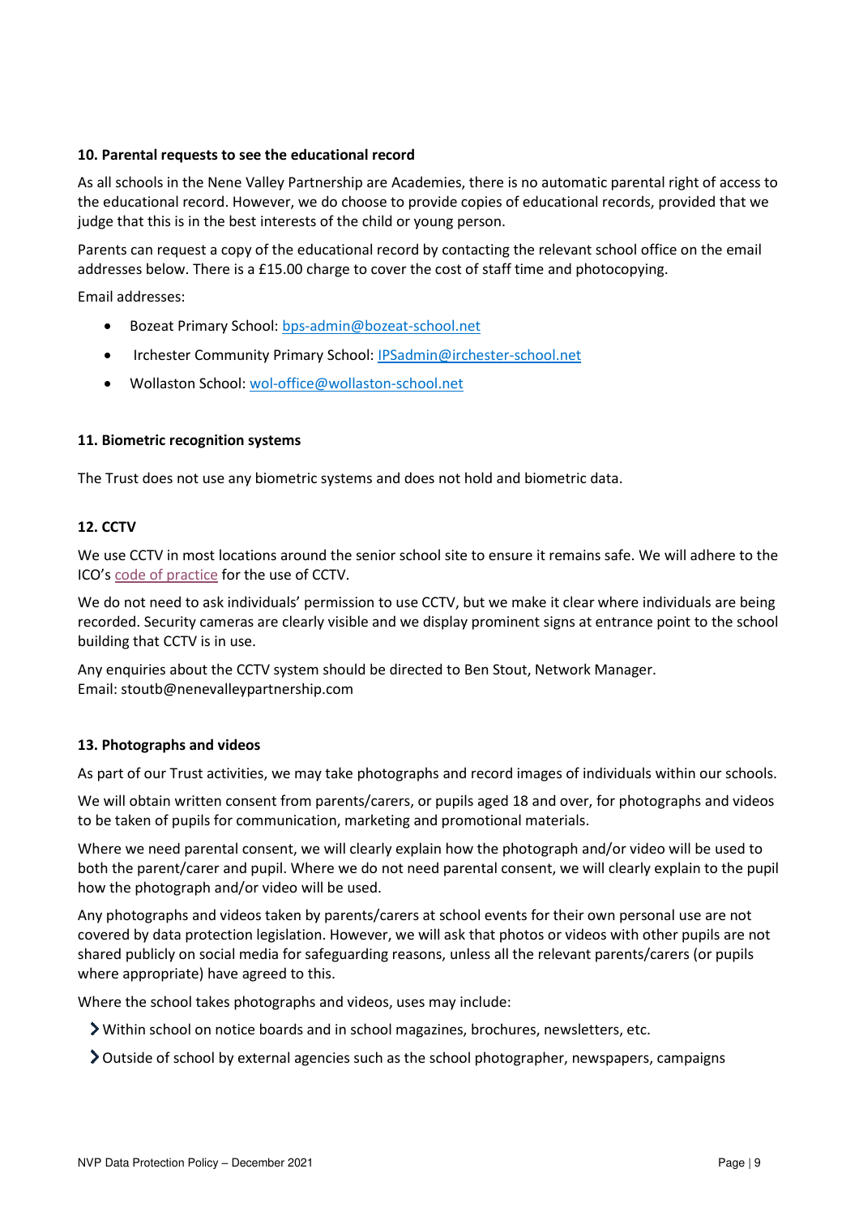### 10. Parental requests to see the educational record

As all schools in the Nene Valley Partnership are Academies, there is no automatic parental right of access to the educational record. However, we do choose to provide copies of educational records, provided that we judge that this is in the best interests of the child or young person.

Parents can request a copy of the educational record by contacting the relevant school office on the email addresses below. There is a £15.00 charge to cover the cost of staff time and photocopying.

Email addresses:

- Bozeat Primary School: bps-admin@bozeat-school.net
- Irchester Community Primary School: IPSadmin@irchester-school.net
- Wollaston School: wol-office@wollaston-school.net

### 11. Biometric recognition systems

The Trust does not use any biometric systems and does not hold and biometric data.

### 12. CCTV

We use CCTV in most locations around the senior school site to ensure it remains safe. We will adhere to the ICO's code of practice for the use of CCTV.

We do not need to ask individuals' permission to use CCTV, but we make it clear where individuals are being recorded. Security cameras are clearly visible and we display prominent signs at entrance point to the school building that CCTV is in use.

Any enquiries about the CCTV system should be directed to Ben Stout, Network Manager.
Email: stoutb@nenevalleypartnership.com

### 13. Photographs and videos

As part of our Trust activities, we may take photographs and record images of individuals within our schools.

We will obtain written consent from parents/carers, or pupils aged 18 and over, for photographs and videos to be taken of pupils for communication, marketing and promotional materials.

Where we need parental consent, we will clearly explain how the photograph and/or video will be used to both the parent/carer and pupil. Where we do not need parental consent, we will clearly explain to the pupil how the photograph and/or video will be used.

Any photographs and videos taken by parents/carers at school events for their own personal use are not covered by data protection legislation. However, we will ask that photos or videos with other pupils are not shared publicly on social media for safeguarding reasons, unless all the relevant parents/carers (or pupils where appropriate) have agreed to this.

Where the school takes photographs and videos, uses may include:

- Within school on notice boards and in school magazines, brochures, newsletters, etc.
- Outside of school by external agencies such as the school photographer, newspapers, campaigns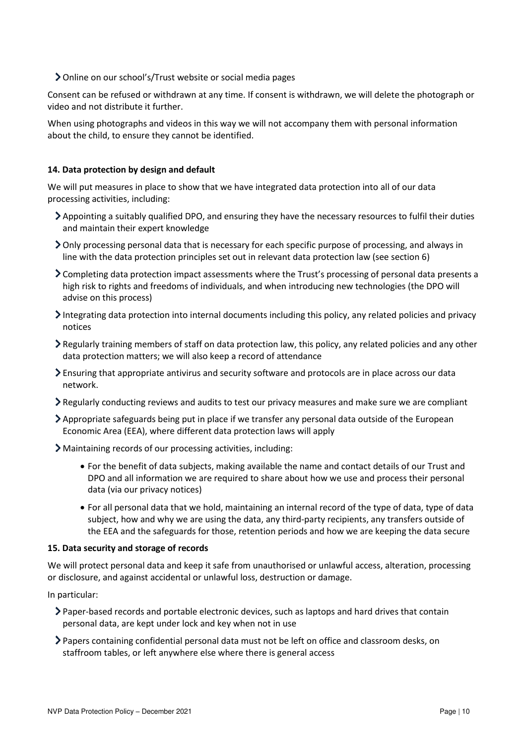- Online on our school's/Trust website or social media pages

Consent can be refused or withdrawn at any time. If consent is withdrawn, we will delete the photograph or video and not distribute it further.

When using photographs and videos in this way we will not accompany them with personal information about the child, to ensure they cannot be identified.

**14. Data protection by design and default**

We will put measures in place to show that we have integrated data protection into all of our data processing activities, including:

- Appointing a suitably qualified DPO, and ensuring they have the necessary resources to fulfil their duties and maintain their expert knowledge
- Only processing personal data that is necessary for each specific purpose of processing, and always in line with the data protection principles set out in relevant data protection law (see section 6)
- Completing data protection impact assessments where the Trust's processing of personal data presents a high risk to rights and freedoms of individuals, and when introducing new technologies (the DPO will advise on this process)
- Integrating data protection into internal documents including this policy, any related policies and privacy notices
- Regularly training members of staff on data protection law, this policy, any related policies and any other data protection matters; we will also keep a record of attendance
- Ensuring that appropriate antivirus and security software and protocols are in place across our data network.
- Regularly conducting reviews and audits to test our privacy measures and make sure we are compliant
- Appropriate safeguards being put in place if we transfer any personal data outside of the European Economic Area (EEA), where different data protection laws will apply
- Maintaining records of our processing activities, including:
  - For the benefit of data subjects, making available the name and contact details of our Trust and DPO and all information we are required to share about how we use and process their personal data (via our privacy notices)
  - For all personal data that we hold, maintaining an internal record of the type of data, type of data subject, how and why we are using the data, any third-party recipients, any transfers outside of the EEA and the safeguards for those, retention periods and how we are keeping the data secure

**15. Data security and storage of records**

We will protect personal data and keep it safe from unauthorised or unlawful access, alteration, processing or disclosure, and against accidental or unlawful loss, destruction or damage.

In particular:

- Paper-based records and portable electronic devices, such as laptops and hard drives that contain personal data, are kept under lock and key when not in use
- Papers containing confidential personal data must not be left on office and classroom desks, on staffroom tables, or left anywhere else where there is general access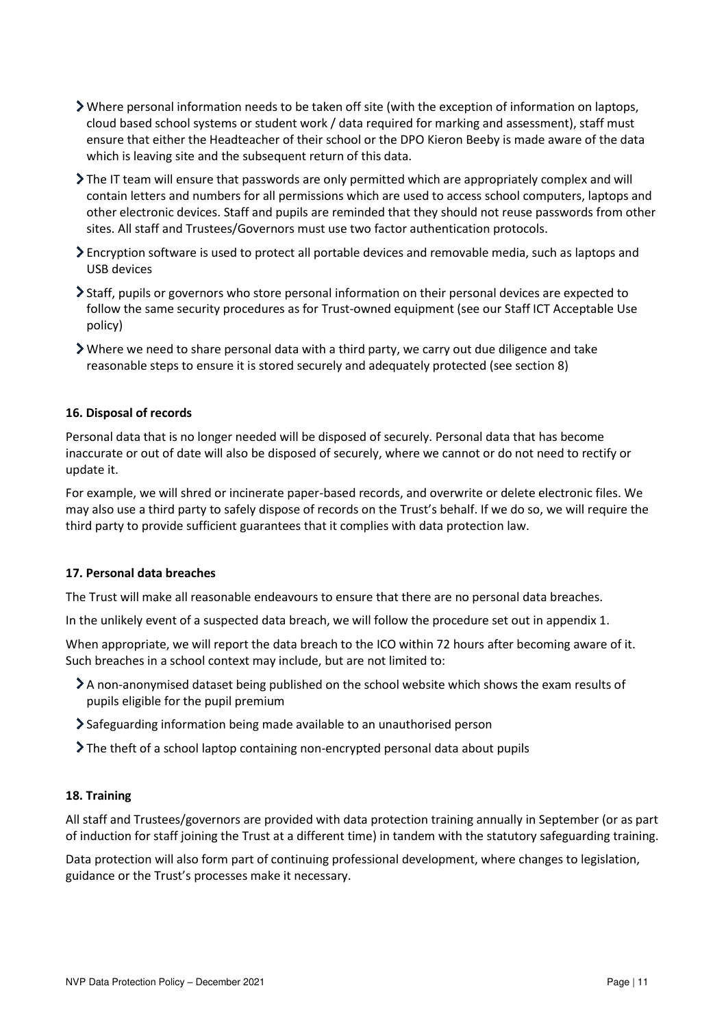- Where personal information needs to be taken off site (with the exception of information on laptops, cloud based school systems or student work / data required for marking and assessment), staff must ensure that either the Headteacher of their school or the DPO Kieron Beeby is made aware of the data which is leaving site and the subsequent return of this data.
- The IT team will ensure that passwords are only permitted which are appropriately complex and will contain letters and numbers for all permissions which are used to access school computers, laptops and other electronic devices. Staff and pupils are reminded that they should not reuse passwords from other sites. All staff and Trustees/Governors must use two factor authentication protocols.
- Encryption software is used to protect all portable devices and removable media, such as laptops and USB devices
- Staff, pupils or governors who store personal information on their personal devices are expected to follow the same security procedures as for Trust-owned equipment (see our Staff ICT Acceptable Use policy)
- Where we need to share personal data with a third party, we carry out due diligence and take reasonable steps to ensure it is stored securely and adequately protected (see section 8)

**16. Disposal of records**

Personal data that is no longer needed will be disposed of securely. Personal data that has become inaccurate or out of date will also be disposed of securely, where we cannot or do not need to rectify or update it.

For example, we will shred or incinerate paper-based records, and overwrite or delete electronic files. We may also use a third party to safely dispose of records on the Trust's behalf. If we do so, we will require the third party to provide sufficient guarantees that it complies with data protection law.

**17. Personal data breaches**

The Trust will make all reasonable endeavours to ensure that there are no personal data breaches.

In the unlikely event of a suspected data breach, we will follow the procedure set out in appendix 1.

When appropriate, we will report the data breach to the ICO within 72 hours after becoming aware of it. Such breaches in a school context may include, but are not limited to:

- A non-anonymised dataset being published on the school website which shows the exam results of pupils eligible for the pupil premium
- Safeguarding information being made available to an unauthorised person
- The theft of a school laptop containing non-encrypted personal data about pupils

**18. Training**

All staff and Trustees/governors are provided with data protection training annually in September (or as part of induction for staff joining the Trust at a different time) in tandem with the statutory safeguarding training.

Data protection will also form part of continuing professional development, where changes to legislation, guidance or the Trust's processes make it necessary.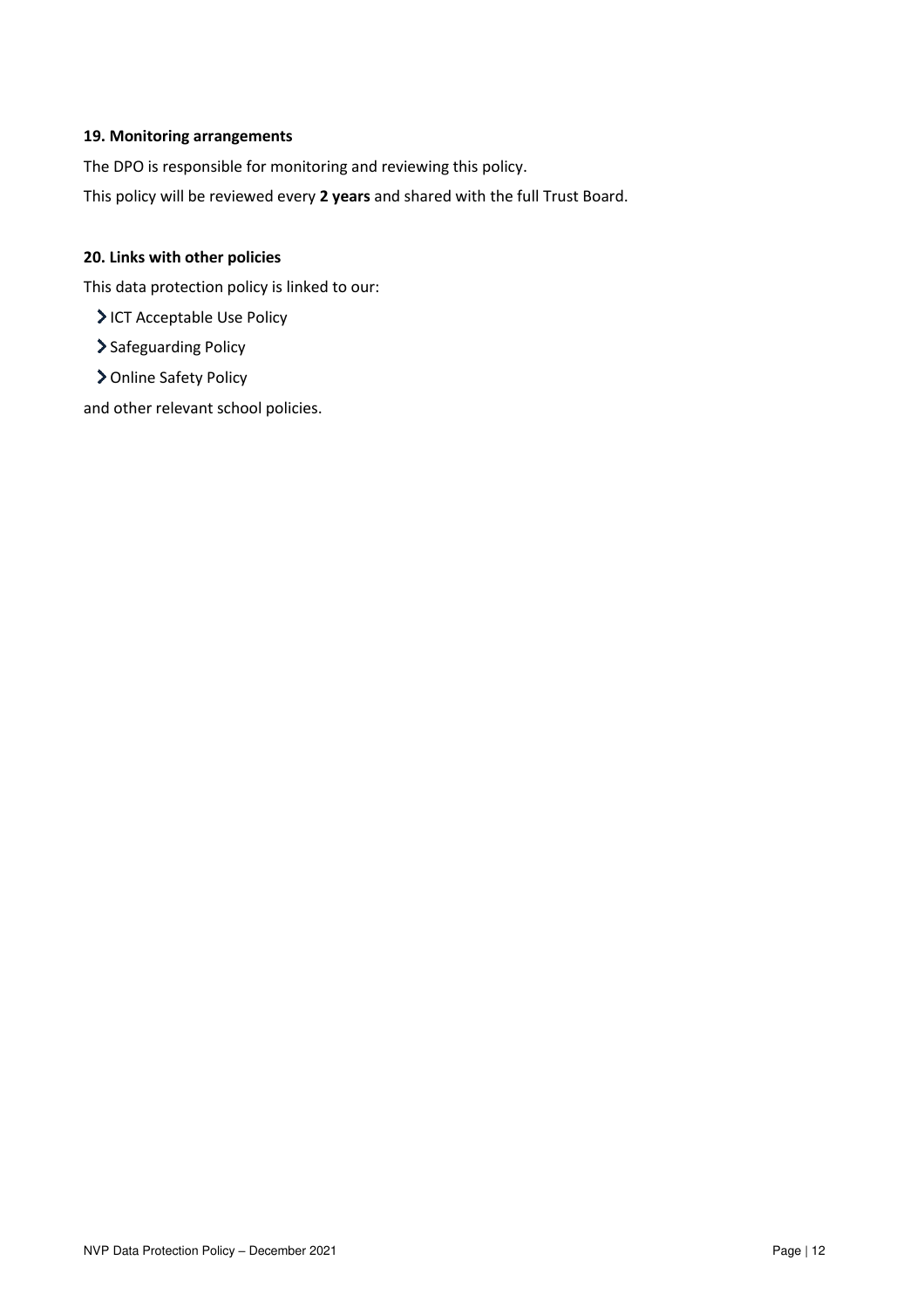### 19. Monitoring arrangements

The DPO is responsible for monitoring and reviewing this policy.

This policy will be reviewed every **2 years** and shared with the full Trust Board.

### 20. Links with other policies

This data protection policy is linked to our:

- ICT Acceptable Use Policy
- Safeguarding Policy
- Online Safety Policy

and other relevant school policies.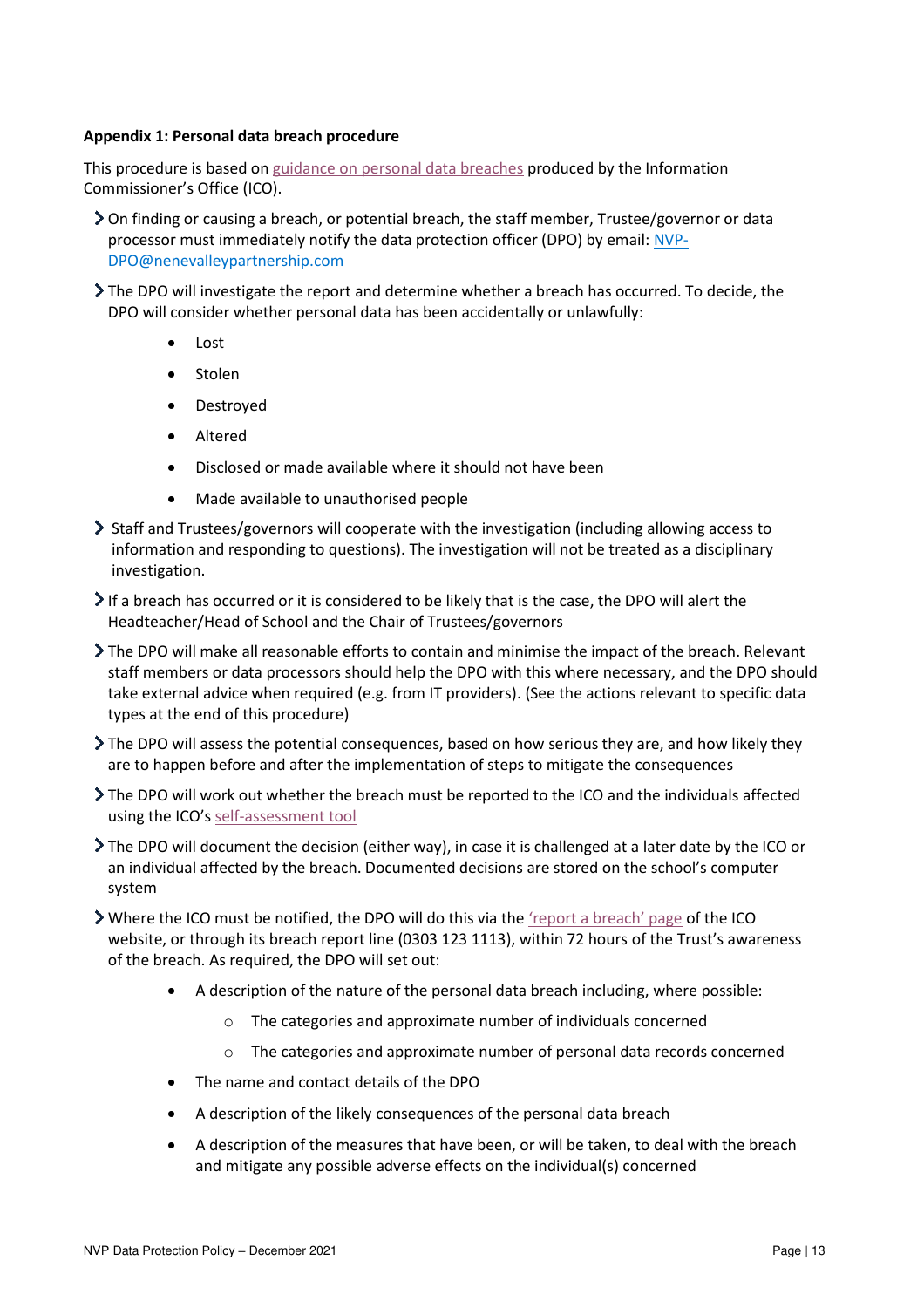**Appendix 1: Personal data breach procedure**

This procedure is based on [guidance on personal data breaches](#) produced by the Information Commissioner's Office (ICO).

- On finding or causing a breach, or potential breach, the staff member, Trustee/governor or data processor must immediately notify the data protection officer (DPO) by email: [NVP-DPO@nenevalleypartnership.com](mailto:NVP-DPO@nenevalleypartnership.com)
- The DPO will investigate the report and determine whether a breach has occurred. To decide, the DPO will consider whether personal data has been accidentally or unlawfully:
    - Lost
    - Stolen
    - Destroyed
    - Altered
    - Disclosed or made available where it should not have been
    - Made available to unauthorised people
- Staff and Trustees/governors will cooperate with the investigation (including allowing access to information and responding to questions). The investigation will not be treated as a disciplinary investigation.
- If a breach has occurred or it is considered to be likely that is the case, the DPO will alert the Headteacher/Head of School and the Chair of Trustees/governors
- The DPO will make all reasonable efforts to contain and minimise the impact of the breach. Relevant staff members or data processors should help the DPO with this where necessary, and the DPO should take external advice when required (e.g. from IT providers). (See the actions relevant to specific data types at the end of this procedure)
- The DPO will assess the potential consequences, based on how serious they are, and how likely they are to happen before and after the implementation of steps to mitigate the consequences
- The DPO will work out whether the breach must be reported to the ICO and the individuals affected using the ICO's [self-assessment tool](#)
- The DPO will document the decision (either way), in case it is challenged at a later date by the ICO or an individual affected by the breach. Documented decisions are stored on the school's computer system
- Where the ICO must be notified, the DPO will do this via the ['report a breach' page](#) of the ICO website, or through its breach report line (0303 123 1113), within 72 hours of the Trust's awareness of the breach. As required, the DPO will set out:
    - A description of the nature of the personal data breach including, where possible:
        - The categories and approximate number of individuals concerned
        - The categories and approximate number of personal data records concerned
    - The name and contact details of the DPO
    - A description of the likely consequences of the personal data breach
    - A description of the measures that have been, or will be taken, to deal with the breach and mitigate any possible adverse effects on the individual(s) concerned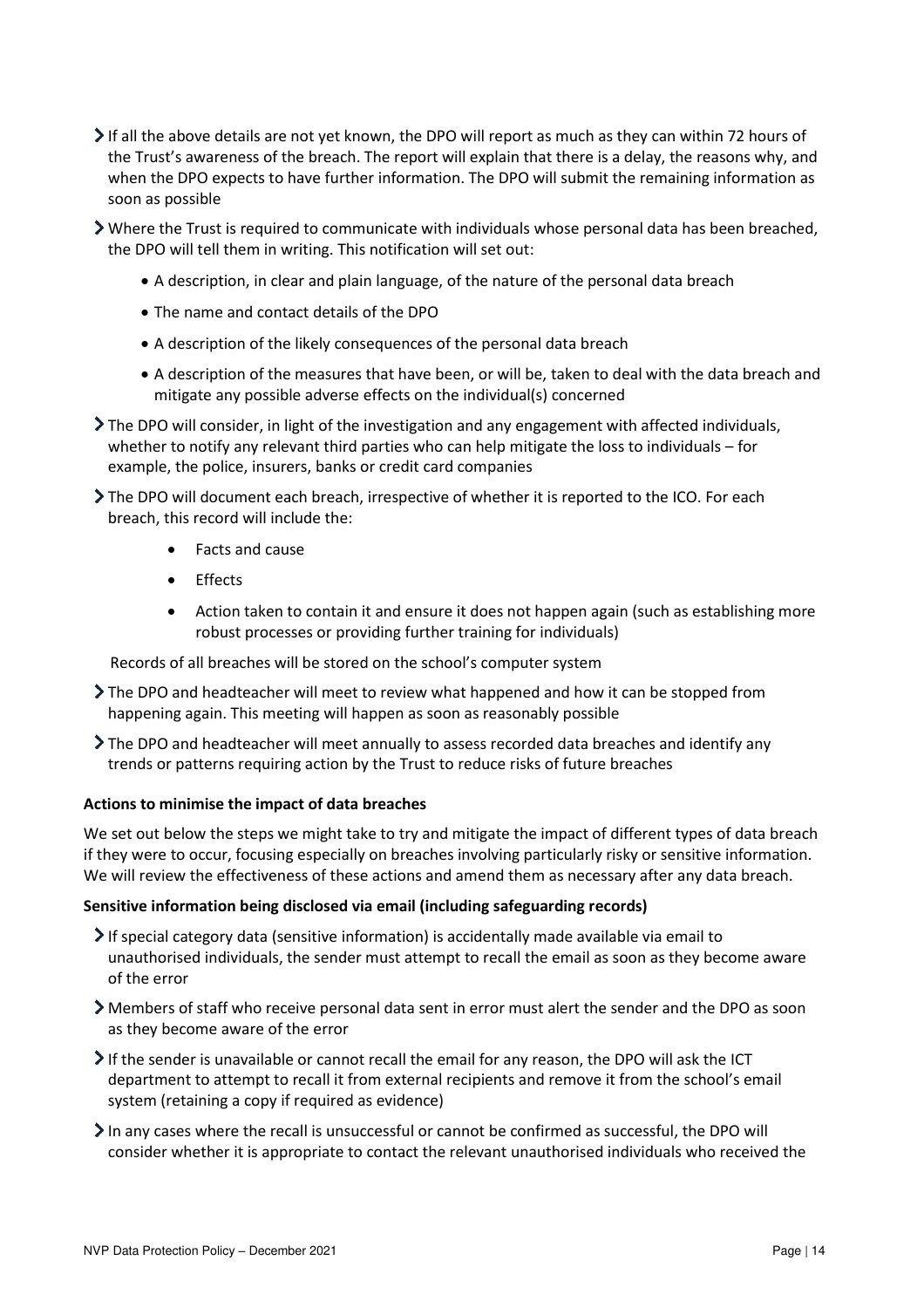- If all the above details are not yet known, the DPO will report as much as they can within 72 hours of the Trust's awareness of the breach. The report will explain that there is a delay, the reasons why, and when the DPO expects to have further information. The DPO will submit the remaining information as soon as possible
- Where the Trust is required to communicate with individuals whose personal data has been breached, the DPO will tell them in writing. This notification will set out:
  - A description, in clear and plain language, of the nature of the personal data breach
  - The name and contact details of the DPO
  - A description of the likely consequences of the personal data breach
  - A description of the measures that have been, or will be, taken to deal with the data breach and mitigate any possible adverse effects on the individual(s) concerned
- The DPO will consider, in light of the investigation and any engagement with affected individuals, whether to notify any relevant third parties who can help mitigate the loss to individuals – for example, the police, insurers, banks or credit card companies
- The DPO will document each breach, irrespective of whether it is reported to the ICO. For each breach, this record will include the:
  - Facts and cause
  - Effects
  - Action taken to contain it and ensure it does not happen again (such as establishing more robust processes or providing further training for individuals)

  Records of all breaches will be stored on the school's computer system
- The DPO and headteacher will meet to review what happened and how it can be stopped from happening again. This meeting will happen as soon as reasonably possible
- The DPO and headteacher will meet annually to assess recorded data breaches and identify any trends or patterns requiring action by the Trust to reduce risks of future breaches

**Actions to minimise the impact of data breaches**

We set out below the steps we might take to try and mitigate the impact of different types of data breach if they were to occur, focusing especially on breaches involving particularly risky or sensitive information. We will review the effectiveness of these actions and amend them as necessary after any data breach.

**Sensitive information being disclosed via email (including safeguarding records)**

- If special category data (sensitive information) is accidentally made available via email to unauthorised individuals, the sender must attempt to recall the email as soon as they become aware of the error
- Members of staff who receive personal data sent in error must alert the sender and the DPO as soon as they become aware of the error
- If the sender is unavailable or cannot recall the email for any reason, the DPO will ask the ICT department to attempt to recall it from external recipients and remove it from the school's email system (retaining a copy if required as evidence)
- In any cases where the recall is unsuccessful or cannot be confirmed as successful, the DPO will consider whether it is appropriate to contact the relevant unauthorised individuals who received the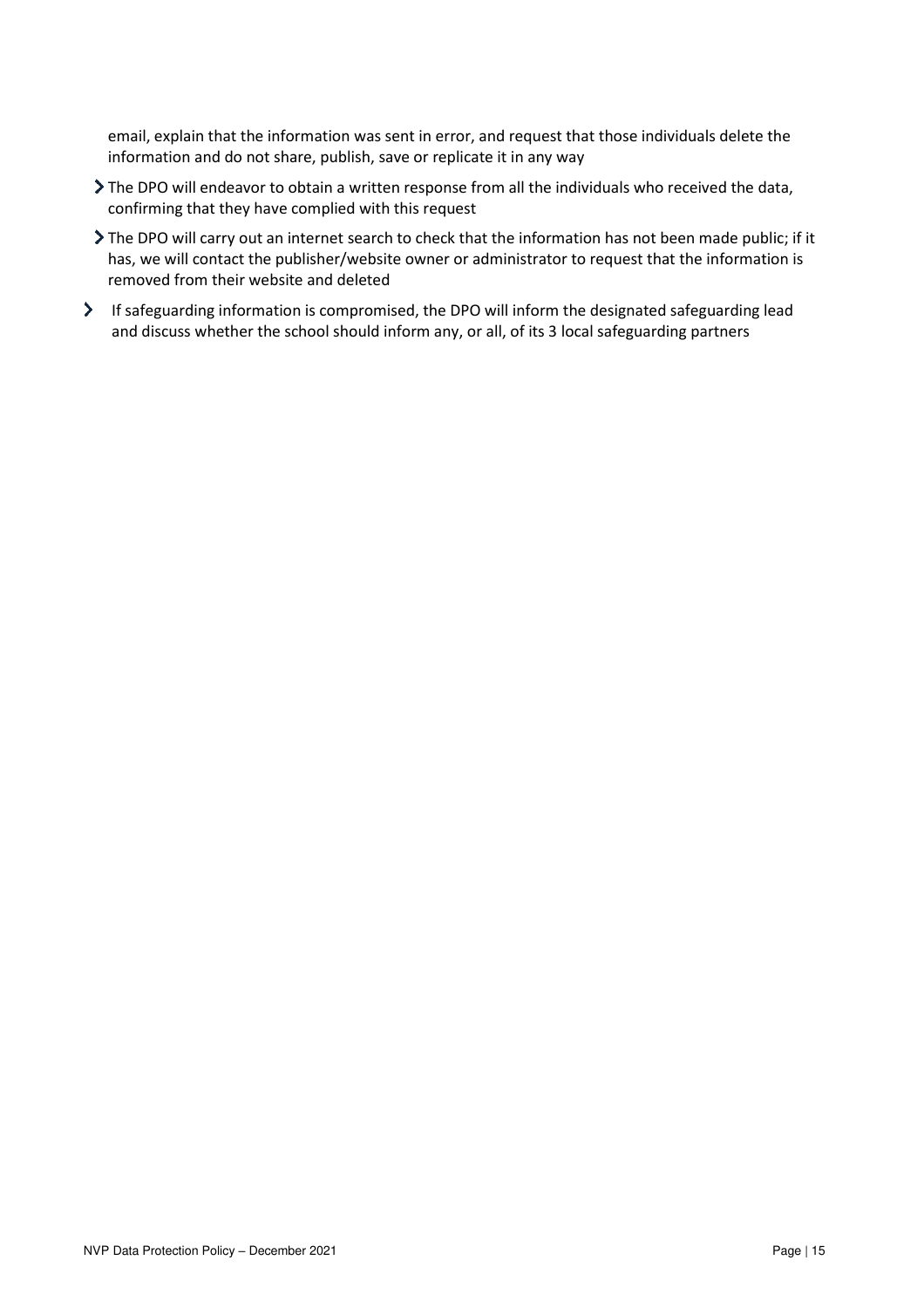email, explain that the information was sent in error, and request that those individuals delete the information and do not share, publish, save or replicate it in any way

- The DPO will endeavor to obtain a written response from all the individuals who received the data, confirming that they have complied with this request
- The DPO will carry out an internet search to check that the information has not been made public; if it has, we will contact the publisher/website owner or administrator to request that the information is removed from their website and deleted
- If safeguarding information is compromised, the DPO will inform the designated safeguarding lead and discuss whether the school should inform any, or all, of its 3 local safeguarding partners